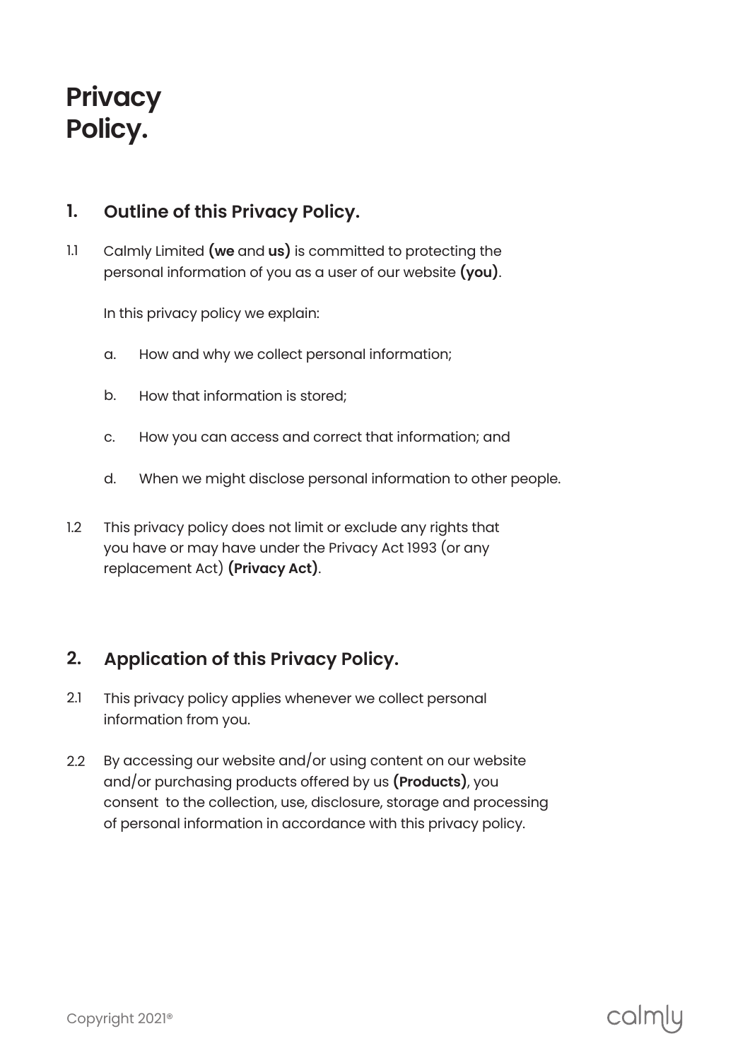# Privacy Policy.

## 1. Outline of this Privacy Policy.

1.1 Calmly Limited **(we** and **us)** is committed to protecting the personal information of you as a user of our website **(you)**.

In this privacy policy we explain:

a. How and why we collect personal information;

b. How that information is stored;

c. How you can access and correct that information; and

d. When we might disclose personal information to other people.

1.2 This privacy policy does not limit or exclude any rights that you have or may have under the Privacy Act 1993 (or any replacement Act) **(Privacy Act)**.

## 2. Application of this Privacy Policy.

2.1 This privacy policy applies whenever we collect personal information from you.

2.2 By accessing our website and/or using content on our website and/or purchasing products offered by us **(Products)**, you consent to the collection, use, disclosure, storage and processing of personal information in accordance with this privacy policy.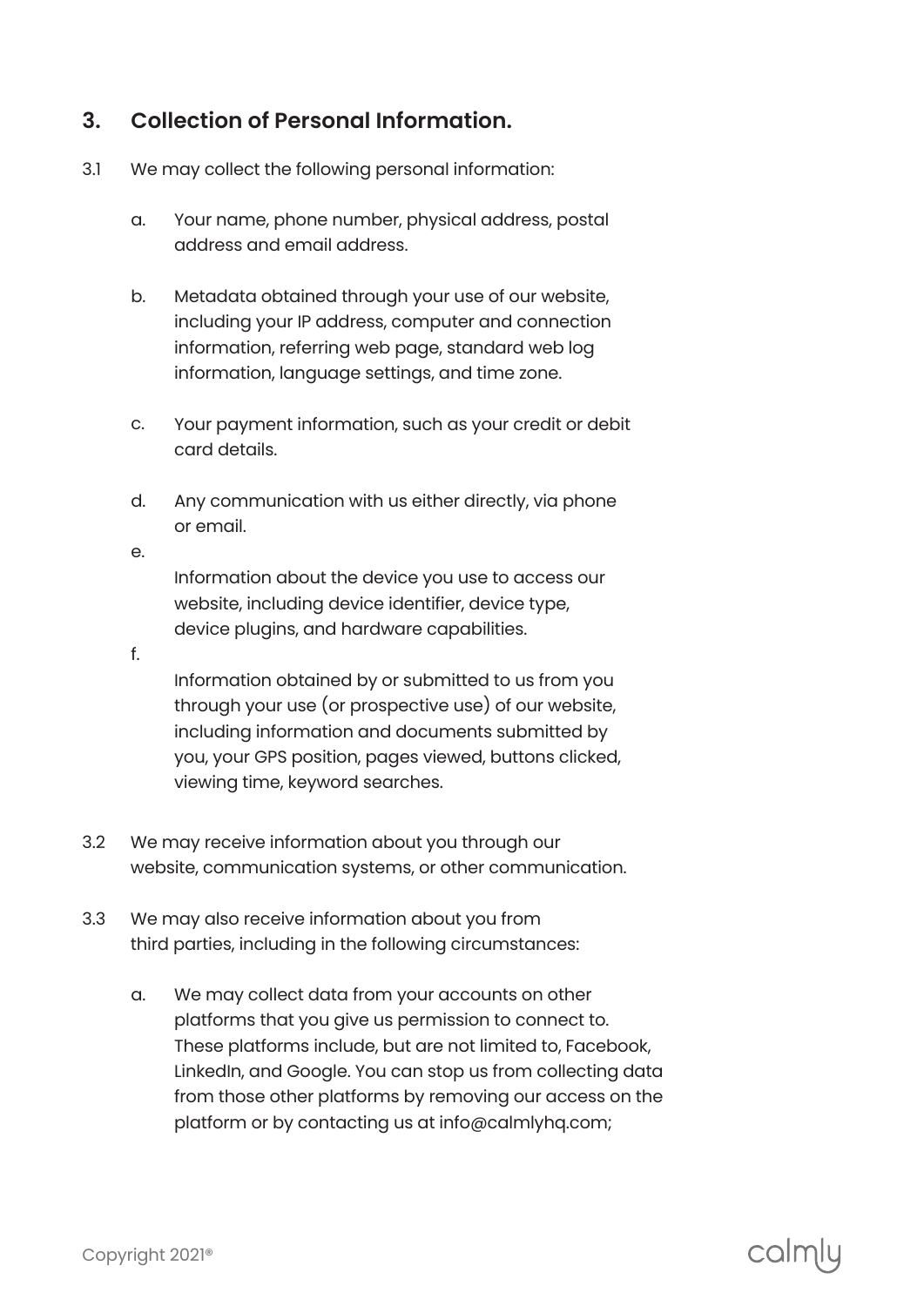## 3. Collection of Personal Information.

3.1 We may collect the following personal information:

a. Your name, phone number, physical address, postal address and email address.

b. Metadata obtained through your use of our website, including your IP address, computer and connection information, referring web page, standard web log information, language settings, and time zone.

c. Your payment information, such as your credit or debit card details.

d. Any communication with us either directly, via phone or email.

e. Information about the device you use to access our website, including device identifier, device type, device plugins, and hardware capabilities.

f. Information obtained by or submitted to us from you through your use (or prospective use) of our website, including information and documents submitted by you, your GPS position, pages viewed, buttons clicked, viewing time, keyword searches.

3.2 We may receive information about you through our website, communication systems, or other communication.

3.3 We may also receive information about you from third parties, including in the following circumstances:

a. We may collect data from your accounts on other platforms that you give us permission to connect to. These platforms include, but are not limited to, Facebook, LinkedIn, and Google. You can stop us from collecting data from those other platforms by removing our access on the platform or by contacting us at info@calmlyhq.com;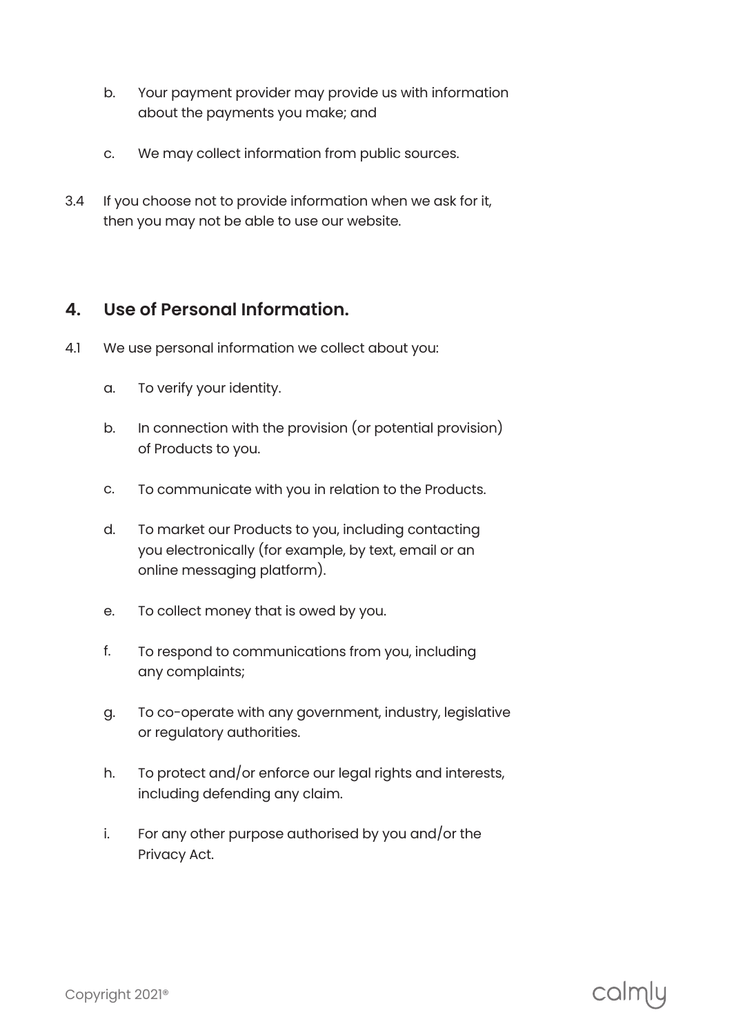b. Your payment provider may provide us with information about the payments you make; and

c. We may collect information from public sources.

3.4 If you choose not to provide information when we ask for it, then you may not be able to use our website.

## 4. Use of Personal Information.

4.1 We use personal information we collect about you:

a. To verify your identity.

b. In connection with the provision (or potential provision) of Products to you.

c. To communicate with you in relation to the Products.

d. To market our Products to you, including contacting you electronically (for example, by text, email or an online messaging platform).

e. To collect money that is owed by you.

f. To respond to communications from you, including any complaints;

g. To co-operate with any government, industry, legislative or regulatory authorities.

h. To protect and/or enforce our legal rights and interests, including defending any claim.

i. For any other purpose authorised by you and/or the Privacy Act.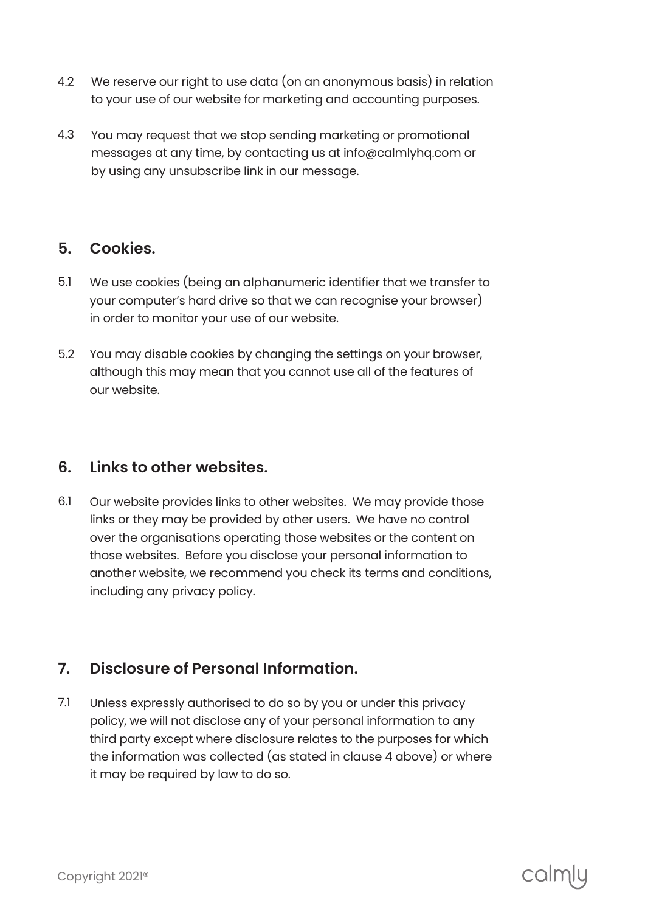4.2 We reserve our right to use data (on an anonymous basis) in relation to your use of our website for marketing and accounting purposes.

4.3 You may request that we stop sending marketing or promotional messages at any time, by contacting us at info@calmlyhq.com or by using any unsubscribe link in our message.

## 5. Cookies.

5.1 We use cookies (being an alphanumeric identifier that we transfer to your computer's hard drive so that we can recognise your browser) in order to monitor your use of our website.

5.2 You may disable cookies by changing the settings on your browser, although this may mean that you cannot use all of the features of our website.

## 6. Links to other websites.

6.1 Our website provides links to other websites. We may provide those links or they may be provided by other users. We have no control over the organisations operating those websites or the content on those websites. Before you disclose your personal information to another website, we recommend you check its terms and conditions, including any privacy policy.

## 7. Disclosure of Personal Information.

7.1 Unless expressly authorised to do so by you or under this privacy policy, we will not disclose any of your personal information to any third party except where disclosure relates to the purposes for which the information was collected (as stated in clause 4 above) or where it may be required by law to do so.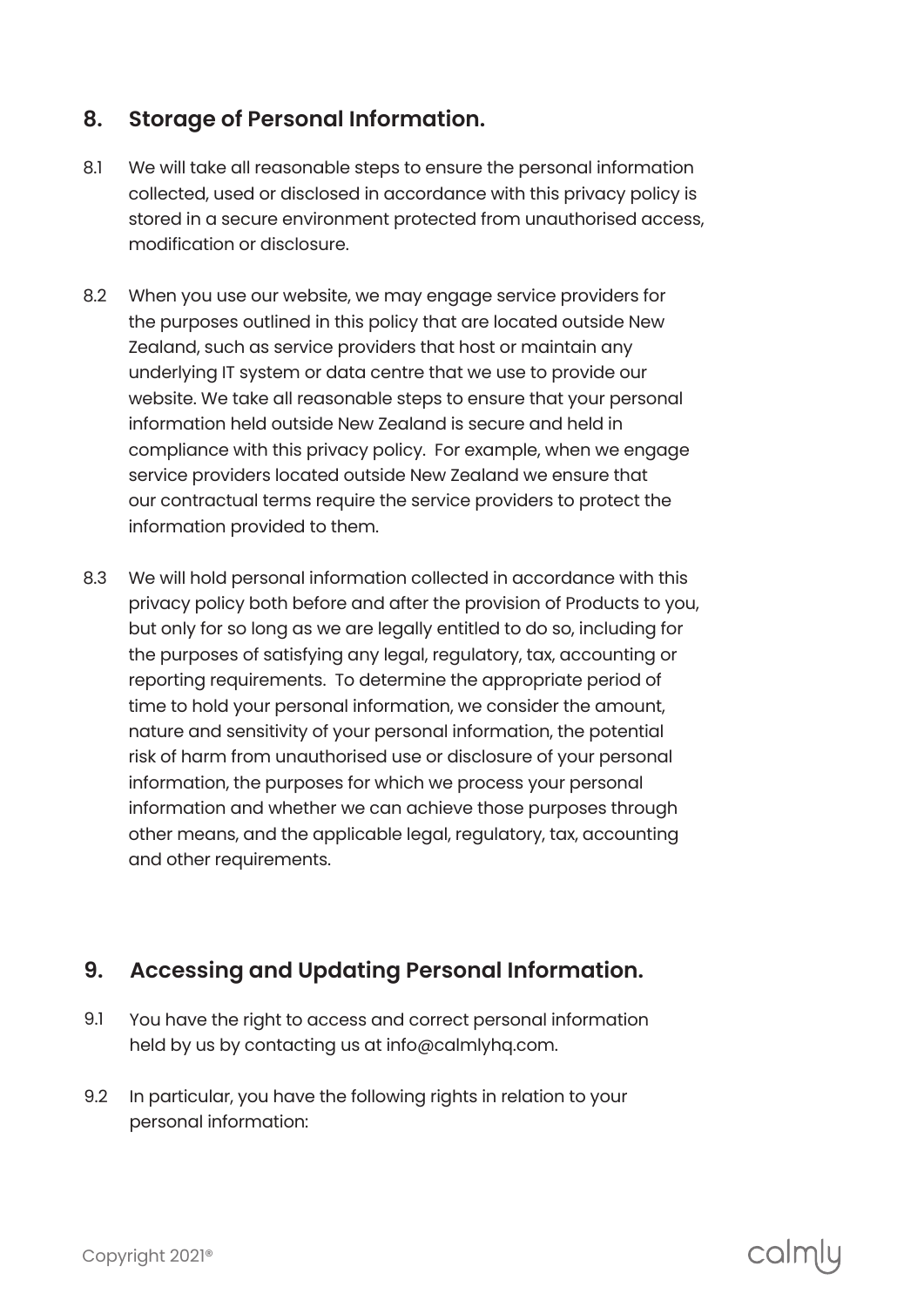## 8. Storage of Personal Information.

8.1 We will take all reasonable steps to ensure the personal information collected, used or disclosed in accordance with this privacy policy is stored in a secure environment protected from unauthorised access, modification or disclosure.

8.2 When you use our website, we may engage service providers for the purposes outlined in this policy that are located outside New Zealand, such as service providers that host or maintain any underlying IT system or data centre that we use to provide our website. We take all reasonable steps to ensure that your personal information held outside New Zealand is secure and held in compliance with this privacy policy. For example, when we engage service providers located outside New Zealand we ensure that our contractual terms require the service providers to protect the information provided to them.

8.3 We will hold personal information collected in accordance with this privacy policy both before and after the provision of Products to you, but only for so long as we are legally entitled to do so, including for the purposes of satisfying any legal, regulatory, tax, accounting or reporting requirements. To determine the appropriate period of time to hold your personal information, we consider the amount, nature and sensitivity of your personal information, the potential risk of harm from unauthorised use or disclosure of your personal information, the purposes for which we process your personal information and whether we can achieve those purposes through other means, and the applicable legal, regulatory, tax, accounting and other requirements.

## 9. Accessing and Updating Personal Information.

9.1 You have the right to access and correct personal information held by us by contacting us at info@calmlyhq.com.

9.2 In particular, you have the following rights in relation to your personal information: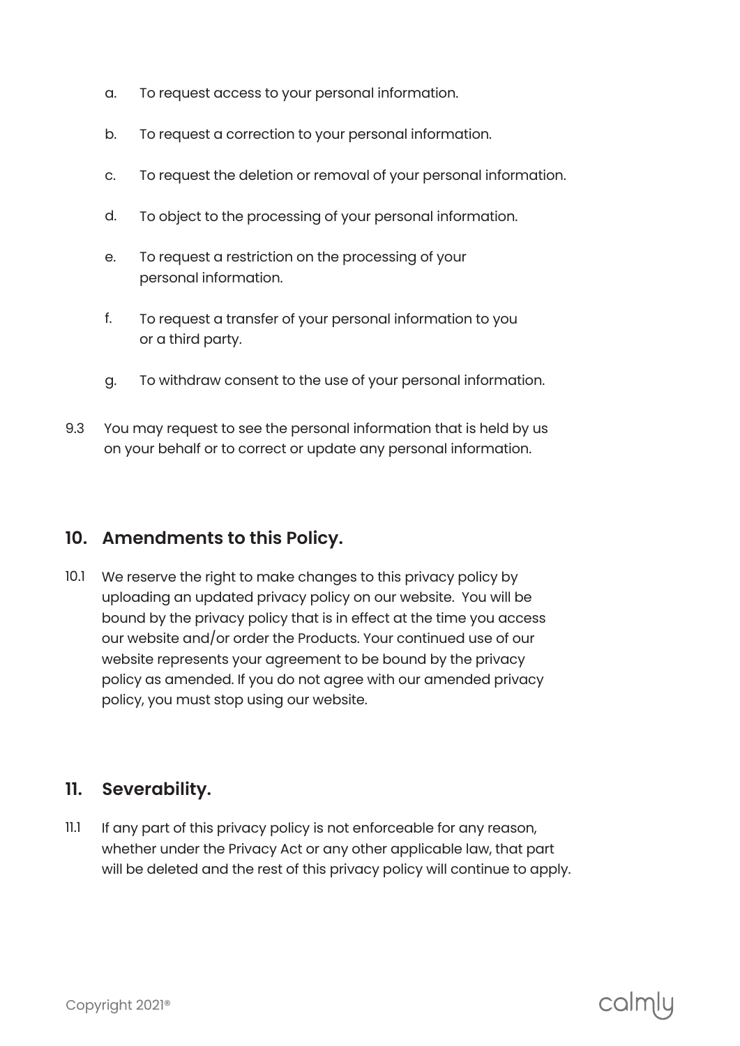a. To request access to your personal information.

b. To request a correction to your personal information.

c. To request the deletion or removal of your personal information.

d. To object to the processing of your personal information.

e. To request a restriction on the processing of your personal information.

f. To request a transfer of your personal information to you or a third party.

g. To withdraw consent to the use of your personal information.

9.3 You may request to see the personal information that is held by us on your behalf or to correct or update any personal information.

## 10. Amendments to this Policy.

10.1 We reserve the right to make changes to this privacy policy by uploading an updated privacy policy on our website. You will be bound by the privacy policy that is in effect at the time you access our website and/or order the Products. Your continued use of our website represents your agreement to be bound by the privacy policy as amended. If you do not agree with our amended privacy policy, you must stop using our website.

## 11. Severability.

11.1 If any part of this privacy policy is not enforceable for any reason, whether under the Privacy Act or any other applicable law, that part will be deleted and the rest of this privacy policy will continue to apply.